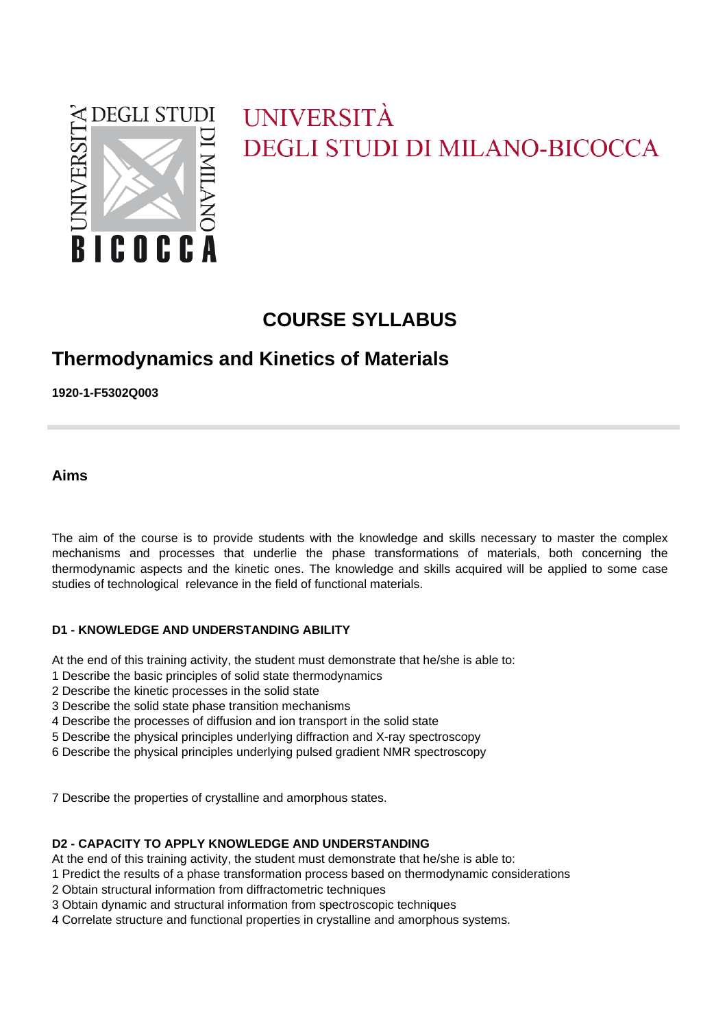UNIVERSITÀ
DEGLI STUDI DI MILANO-BICOCCA

# COURSE SYLLABUS

## Thermodynamics and Kinetics of Materials

**1920-1-F5302Q003**

### Aims

The aim of the course is to provide students with the knowledge and skills necessary to master the complex mechanisms and processes that underlie the phase transformations of materials, both concerning the thermodynamic aspects and the kinetic ones. The knowledge and skills acquired will be applied to some case studies of technological relevance in the field of functional materials.

**D1 - KNOWLEDGE AND UNDERSTANDING ABILITY**

At the end of this training activity, the student must demonstrate that he/she is able to:
1 Describe the basic principles of solid state thermodynamics
2 Describe the kinetic processes in the solid state
3 Describe the solid state phase transition mechanisms
4 Describe the processes of diffusion and ion transport in the solid state
5 Describe the physical principles underlying diffraction and X-ray spectroscopy
6 Describe the physical principles underlying pulsed gradient NMR spectroscopy

7 Describe the properties of crystalline and amorphous states.

**D2 - CAPACITY TO APPLY KNOWLEDGE AND UNDERSTANDING**
At the end of this training activity, the student must demonstrate that he/she is able to:
1 Predict the results of a phase transformation process based on thermodynamic considerations
2 Obtain structural information from diffractometric techniques
3 Obtain dynamic and structural information from spectroscopic techniques
4 Correlate structure and functional properties in crystalline and amorphous systems.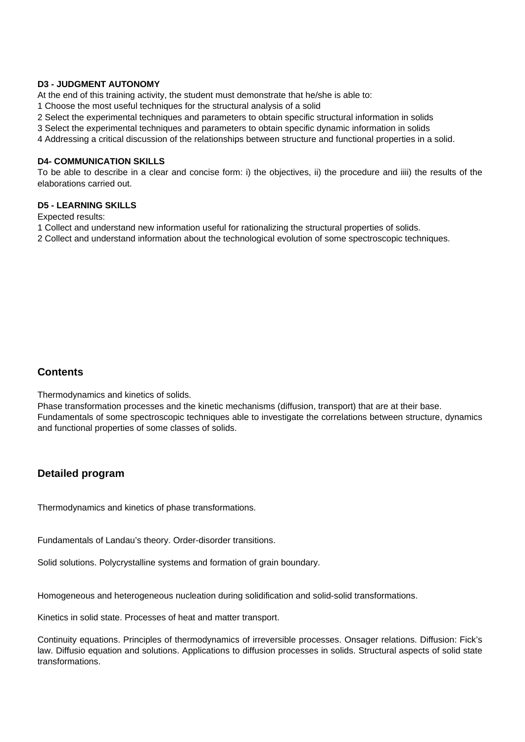**D3 - JUDGMENT AUTONOMY**

At the end of this training activity, the student must demonstrate that he/she is able to:

1 Choose the most useful techniques for the structural analysis of a solid

2 Select the experimental techniques and parameters to obtain specific structural information in solids

3 Select the experimental techniques and parameters to obtain specific dynamic information in solids

4 Addressing a critical discussion of the relationships between structure and functional properties in a solid.

**D4- COMMUNICATION SKILLS**

To be able to describe in a clear and concise form: i) the objectives, ii) the procedure and iiii) the results of the elaborations carried out.

**D5 - LEARNING SKILLS**

Expected results:

1 Collect and understand new information useful for rationalizing the structural properties of solids.

2 Collect and understand information about the technological evolution of some spectroscopic techniques.

## Contents

Thermodynamics and kinetics of solids.

Phase transformation processes and the kinetic mechanisms (diffusion, transport) that are at their base.

Fundamentals of some spectroscopic techniques able to investigate the correlations between structure, dynamics and functional properties of some classes of solids.

## Detailed program

Thermodynamics and kinetics of phase transformations.

Fundamentals of Landau's theory. Order-disorder transitions.

Solid solutions. Polycrystalline systems and formation of grain boundary.

Homogeneous and heterogeneous nucleation during solidification and solid-solid transformations.

Kinetics in solid state. Processes of heat and matter transport.

Continuity equations. Principles of thermodynamics of irreversible processes. Onsager relations. Diffusion: Fick's law. Diffusio equation and solutions. Applications to diffusion processes in solids. Structural aspects of solid state transformations.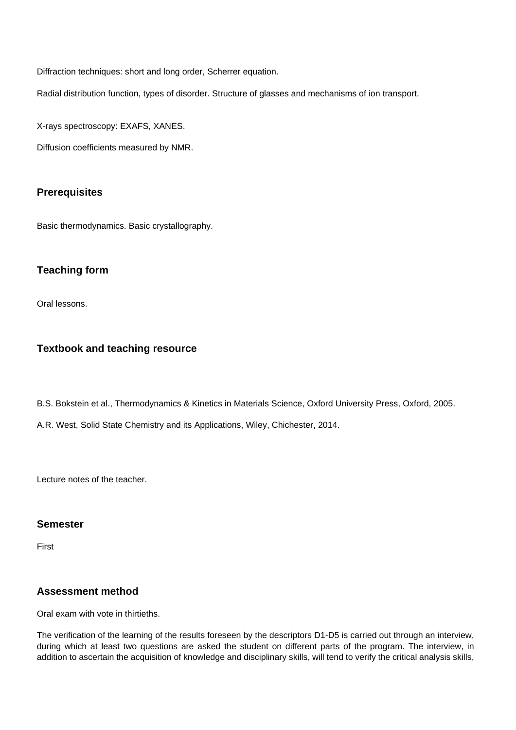Diffraction techniques: short and long order, Scherrer equation.

Radial distribution function, types of disorder. Structure of glasses and mechanisms of ion transport.

X-rays spectroscopy: EXAFS, XANES.

Diffusion coefficients measured by NMR.

## Prerequisites

Basic thermodynamics. Basic crystallography.

## Teaching form

Oral lessons.

## Textbook and teaching resource

B.S. Bokstein et al., Thermodynamics & Kinetics in Materials Science, Oxford University Press, Oxford, 2005.

A.R. West, Solid State Chemistry and its Applications, Wiley, Chichester, 2014.

Lecture notes of the teacher.

## Semester

First

## Assessment method

Oral exam with vote in thirtieths.

The verification of the learning of the results foreseen by the descriptors D1-D5 is carried out through an interview, during which at least two questions are asked the student on different parts of the program. The interview, in addition to ascertain the acquisition of knowledge and disciplinary skills, will tend to verify the critical analysis skills,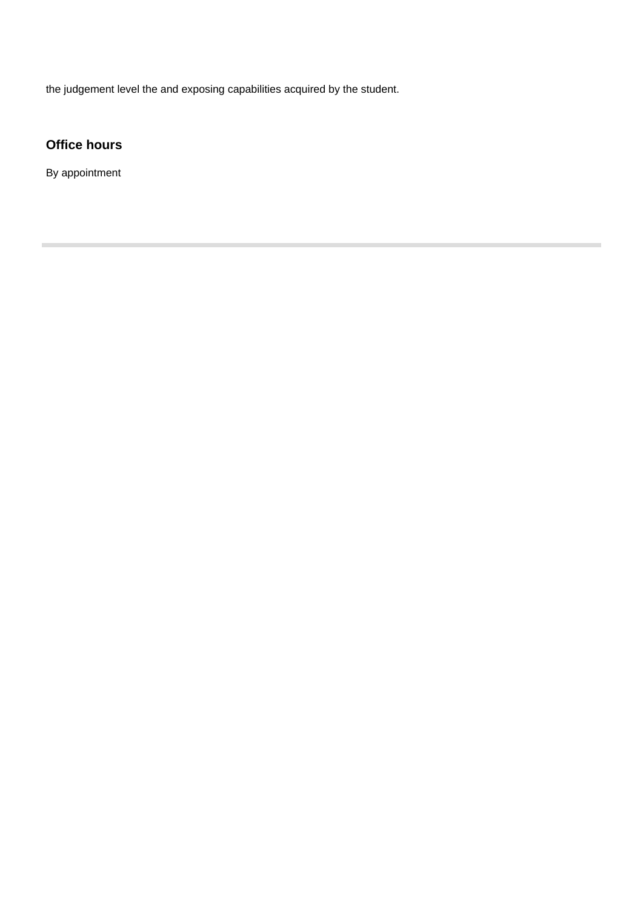the judgement level the and exposing capabilities acquired by the student.

## Office hours

By appointment